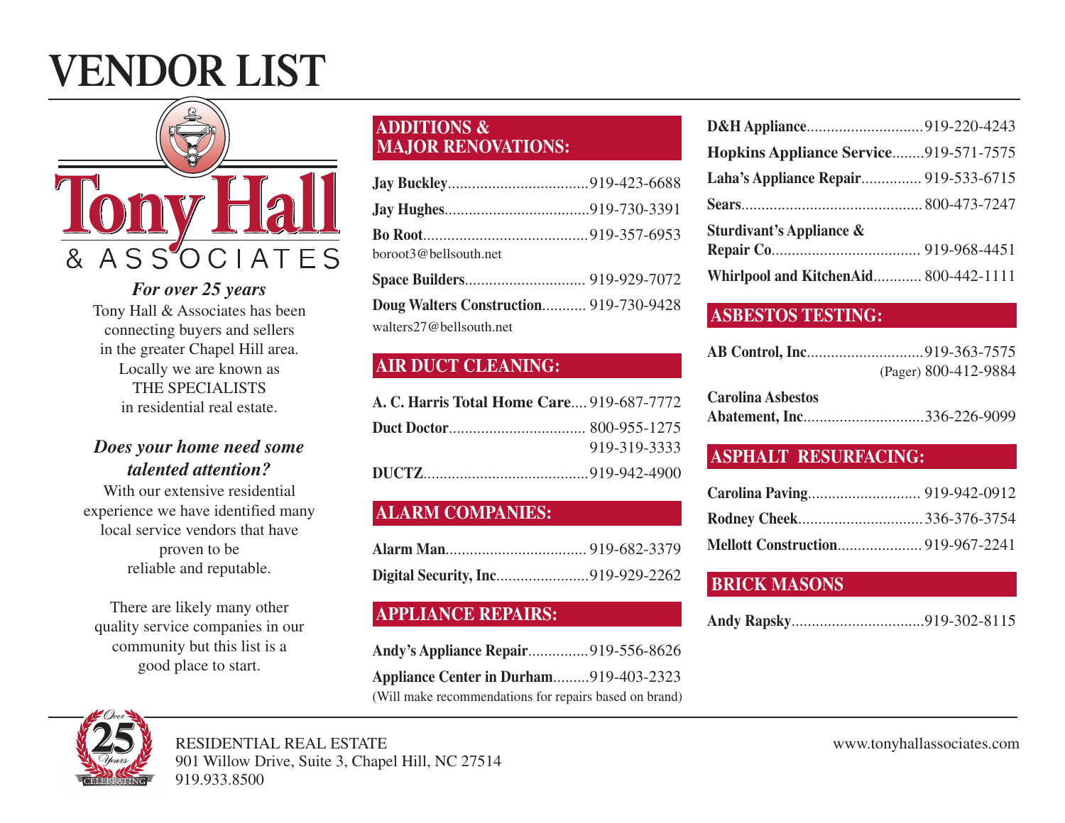# VENDOR LIST

Tony Hall & ASSOCIATES

***For over 25 years***

Tony Hall & Associates has been connecting buyers and sellers in the greater Chapel Hill area. Locally we are known as THE SPECIALISTS in residential real estate.

***Does your home need some talented attention?***

With our extensive residential experience we have identified many local service vendors that have proven to be reliable and reputable.

There are likely many other quality service companies in our community but this list is a good place to start.

## ADDITIONS & MAJOR RENOVATIONS:

**Jay Buckley**........................................919-423-6688

**Jay Hughes**........................................919-730-3391

**Bo Root**............................................919-357-6953
boroot3@bellsouth.net

**Space Builders**.................................. 919-929-7072

**Doug Walters Construction**........... 919-730-9428
walters27@bellsouth.net

## AIR DUCT CLEANING:

**A. C. Harris Total Home Care**.... 919-687-7772

**Duct Doctor**.................................. 800-955-1275
919-319-3333

**DUCTZ**..........................................919-942-4900

## ALARM COMPANIES:

**Alarm Man**.................................. 919-682-3379

**Digital Security, Inc**.......................919-929-2262

## APPLIANCE REPAIRS:

**Andy's Appliance Repair**...............919-556-8626

**Appliance Center in Durham**.........919-403-2323
(Will make recommendations for repairs based on brand)

**D&H Appliance**.............................919-220-4243

**Hopkins Appliance Service**........919-571-7575

**Laha's Appliance Repair**............... 919-533-6715

**Sears**............................................800-473-7247

**Sturdivant's Appliance & Repair Co**..................................... 919-968-4451

**Whirlpool and KitchenAid**............ 800-442-1111

## ASBESTOS TESTING:

**AB Control, Inc**.............................919-363-7575
(Pager) 800-412-9884

**Carolina Asbestos Abatement, Inc**..............................336-226-9099

## ASPHALT RESURFACING:

**Carolina Paving**............................ 919-942-0912

**Rodney Cheek**...............................336-376-3754

**Mellott Construction**..................... 919-967-2241

## BRICK MASONS

**Andy Rapsky**.................................919-302-8115

Over 25 Years CELEBRATING

RESIDENTIAL REAL ESTATE
901 Willow Drive, Suite 3, Chapel Hill, NC 27514
919.933.8500

www.tonyhallassociates.com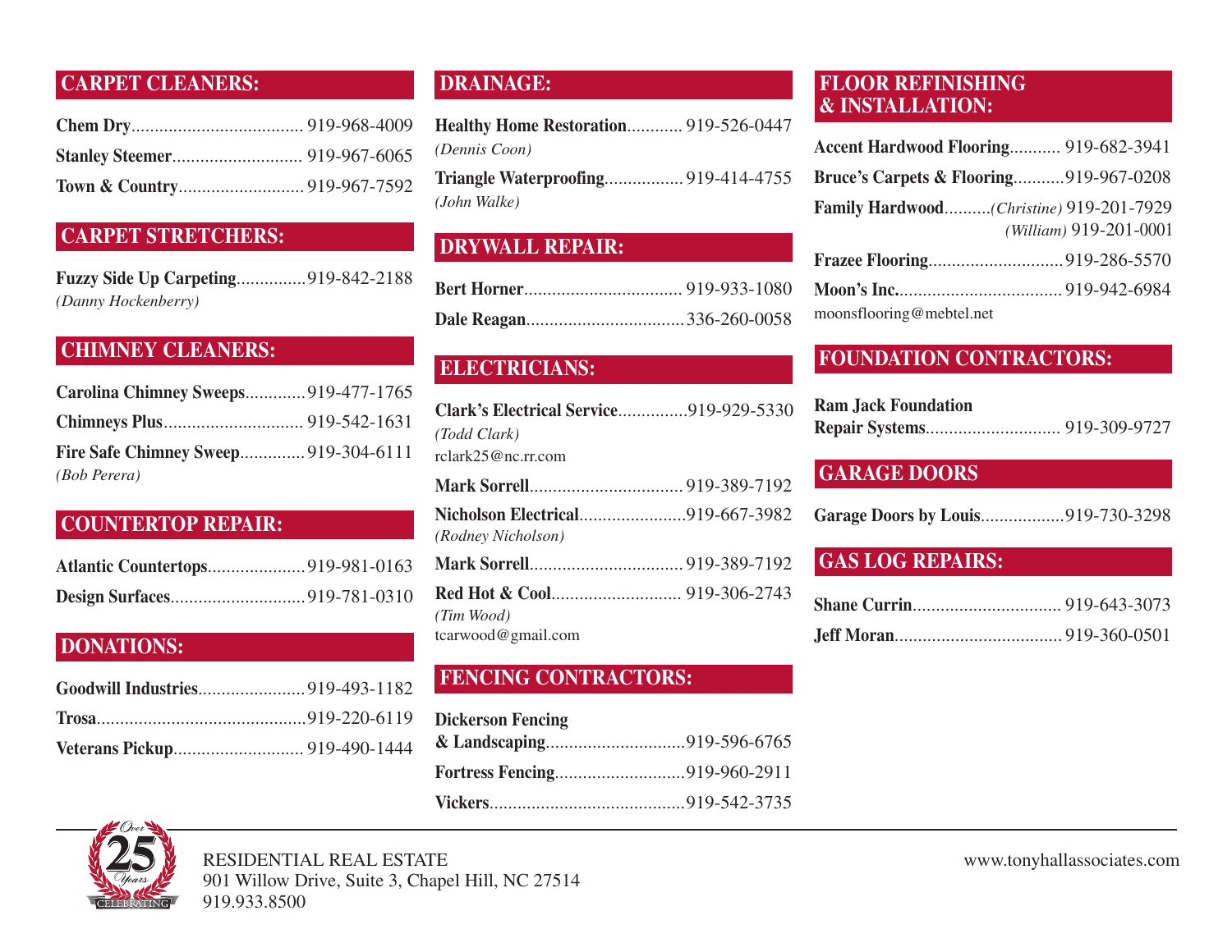## CARPET CLEANERS:

**Chem Dry**..................................... 919-968-4009

**Stanley Steemer**............................ 919-967-6065

**Town & Country**........................... 919-967-7592

## CARPET STRETCHERS:

**Fuzzy Side Up Carpeting**...............919-842-2188
*(Danny Hockenberry)*

## CHIMNEY CLEANERS:

**Carolina Chimney Sweeps**.............919-477-1765

**Chimneys Plus**.............................. 919-542-1631

**Fire Safe Chimney Sweep**.............. 919-304-6111
*(Bob Perera)*

## COUNTERTOP REPAIR:

**Atlantic Countertops**.....................919-981-0163

**Design Surfaces**.............................919-781-0310

## DONATIONS:

**Goodwill Industries**.......................919-493-1182

**Trosa**.............................................919-220-6119

**Veterans Pickup**............................ 919-490-1444

## DRAINAGE:

**Healthy Home Restoration**............ 919-526-0447
*(Dennis Coon)*

**Triangle Waterproofing**................. 919-414-4755
*(John Walke)*

## DRYWALL REPAIR:

**Bert Horner**.................................. 919-933-1080

**Dale Reagan**..................................336-260-0058

## ELECTRICIANS:

**Clark's Electrical Service**...............919-929-5330
*(Todd Clark)*
rclark25@nc.rr.com

**Mark Sorrell**................................. 919-389-7192

**Nicholson Electrical**.......................919-667-3982
*(Rodney Nicholson)*

**Mark Sorrell**................................. 919-389-7192

**Red Hot & Cool**............................ 919-306-2743
*(Tim Wood)*
tcarwood@gmail.com

## FENCING CONTRACTORS:

**Dickerson Fencing & Landscaping**..............................919-596-6765

**Fortress Fencing**............................919-960-2911

**Vickers**..........................................919-542-3735

## FLOOR REFINISHING & INSTALLATION:

**Accent Hardwood Flooring**........... 919-682-3941

**Bruce's Carpets & Flooring**...........919-967-0208

**Family Hardwood**..........*(Christine)* 919-201-7929
*(William)* 919-201-0001

**Frazee Flooring**.............................919-286-5570

**Moon's Inc.**.................................... 919-942-6984
moonsflooring@mebtel.net

## FOUNDATION CONTRACTORS:

**Ram Jack Foundation Repair Systems**............................. 919-309-9727

## GARAGE DOORS

**Garage Doors by Louis**..................919-730-3298

## GAS LOG REPAIRS:

**Shane Currin**................................ 919-643-3073

**Jeff Moran**.................................... 919-360-0501

RESIDENTIAL REAL ESTATE
901 Willow Drive, Suite 3, Chapel Hill, NC 27514
919.933.8500

www.tonyhallassociates.com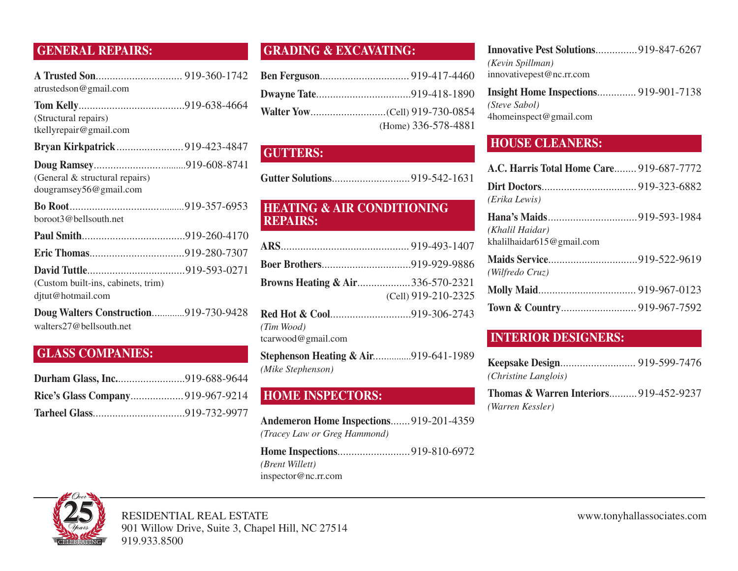## GENERAL REPAIRS:

**A Trusted Son**............................... 919-360-1742
atrustedson@gmail.com

**Tom Kelly**......................................919-638-4664
(Structural repairs)
tkellyrepair@gmail.com

**Bryan Kirkpatrick**........................919-423-4847

**Doug Ramsey**.................................919-608-8741
(General & structural repairs)
dougramsey56@gmail.com

**Bo Root**..........................................919-357-6953
boroot3@bellsouth.net

**Paul Smith**.....................................919-260-4170

**Eric Thomas**..................................919-280-7307

**David Tuttle**...................................919-593-0271
(Custom built-ins, cabinets, trim)
djtut@hotmail.com

**Doug Walters Construction**.............919-730-9428
walters27@bellsouth.net

## GLASS COMPANIES:

**Durham Glass, Inc.**........................919-688-9644

**Rice's Glass Company**..................919-967-9214

**Tarheel Glass**................................919-732-9977

## GRADING & EXCAVATING:

**Ben Ferguson**................................ 919-417-4460

**Dwayne Tate**..................................919-418-1890

**Walter Yow**...........................(Cell) 919-730-0854
(Home) 336-578-4881

## GUTTERS:

**Gutter Solutions**............................919-542-1631

## HEATING & AIR CONDITIONING REPAIRS:

**ARS**............................................. 919-493-1407

**Boer Brothers**................................919-929-9886

**Browns Heating & Air**...................336-570-2321
(Cell) 919-210-2325

**Red Hot & Cool**.............................919-306-2743
*(Tim Wood)*
tcarwood@gmail.com

**Stephenson Heating & Air**..............919-641-1989
*(Mike Stephenson)*

## HOME INSPECTORS:

**Andemeron Home Inspections**.......919-201-4359
*(Tracey Law or Greg Hammond)*

**Home Inspections**..........................919-810-6972
*(Brent Willett)*
inspector@nc.rr.com

**Innovative Pest Solutions**...............919-847-6267
*(Kevin Spillman)*
innovativepest@nc.rr.com

**Insight Home Inspections**.............. 919-901-7138
*(Steve Sabol)*
4homeinspect@gmail.com

## HOUSE CLEANERS:

**A.C. Harris Total Home Care**........ 919-687-7772

**Dirt Doctors**.................................. 919-323-6882
*(Erika Lewis)*

**Hana's Maids**................................919-593-1984
*(Khalil Haidar)*
khalilhaidar615@gmail.com

**Maids Service**................................919-522-9619
*(Wilfredo Cruz)*

**Molly Maid**................................... 919-967-0123

**Town & Country**........................... 919-967-7592

## INTERIOR DESIGNERS:

**Keepsake Design**........................... 919-599-7476
*(Christine Langlois)*

**Thomas & Warren Interiors**..........919-452-9237
*(Warren Kessler)*

Over 25 Years CELEBRATING

RESIDENTIAL REAL ESTATE
901 Willow Drive, Suite 3, Chapel Hill, NC 27514
919.933.8500

www.tonyhallassociates.com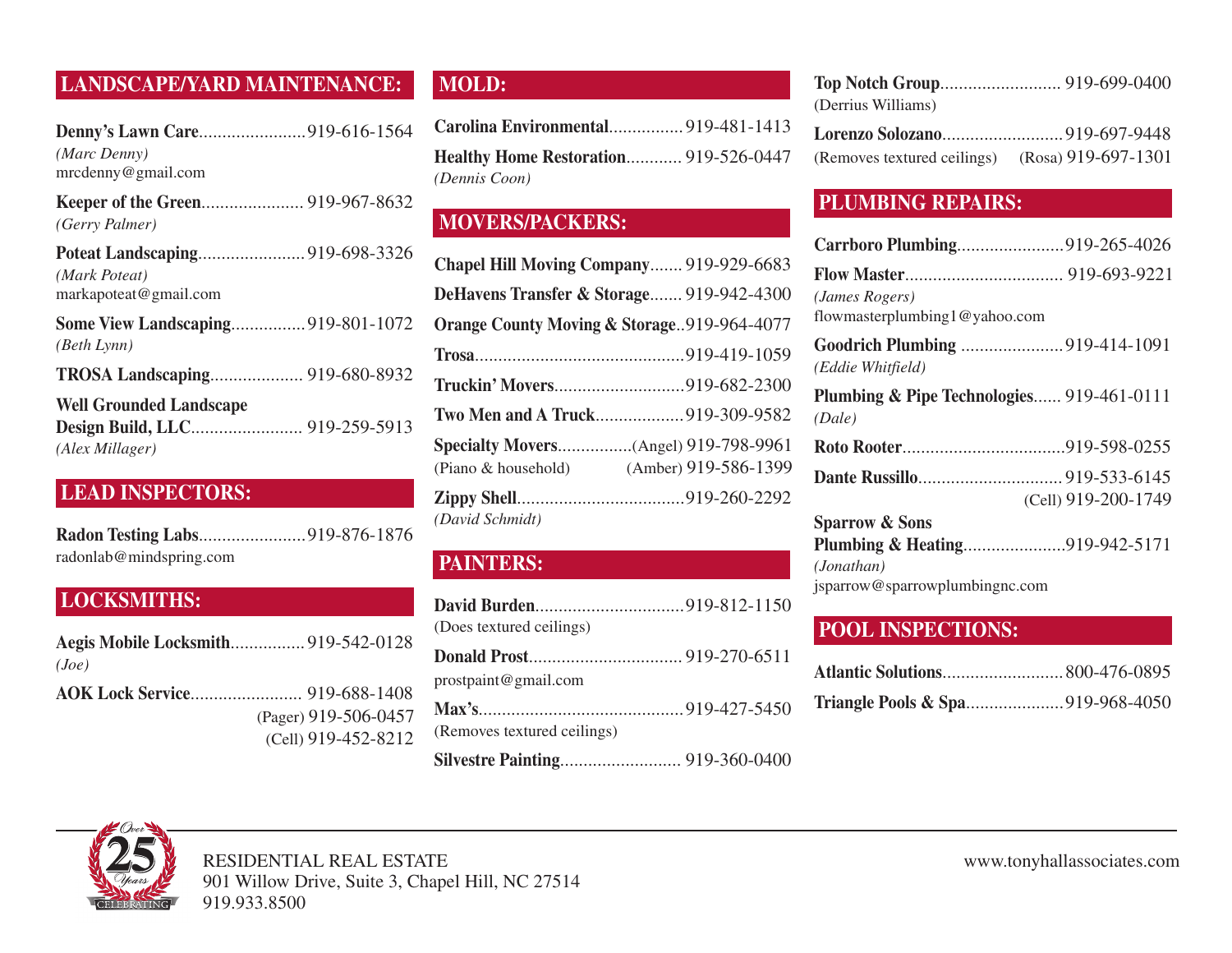## LANDSCAPE/YARD MAINTENANCE:

**Denny's Lawn Care**.......................919-616-1564
*(Marc Denny)*
mrcdenny@gmail.com

**Keeper of the Green**...................... 919-967-8632
*(Gerry Palmer)*

**Poteat Landscaping**.......................919-698-3326
*(Mark Poteat)*
markapoteat@gmail.com

**Some View Landscaping**................919-801-1072
*(Beth Lynn)*

**TROSA Landscaping**.................... 919-680-8932

**Well Grounded Landscape Design Build, LLC**........................ 919-259-5913
*(Alex Millager)*

## LEAD INSPECTORS:

**Radon Testing Labs**.......................919-876-1876
radonlab@mindspring.com

## LOCKSMITHS:

**Aegis Mobile Locksmith**................919-542-0128
*(Joe)*

**AOK Lock Service**........................ 919-688-1408
(Pager) 919-506-0457
(Cell) 919-452-8212

## MOLD:

**Carolina Environmental**................919-481-1413

**Healthy Home Restoration**............ 919-526-0447
*(Dennis Coon)*

## MOVERS/PACKERS:

**Chapel Hill Moving Company**....... 919-929-6683

**DeHavens Transfer & Storage**....... 919-942-4300

**Orange County Moving & Storage**..919-964-4077

**Trosa**.............................................919-419-1059

**Truckin' Movers**............................919-682-2300

**Two Men and A Truck**...................919-309-9582

**Specialty Movers**................(Angel) 919-798-9961
(Piano & household) (Amber) 919-586-1399

**Zippy Shell**....................................919-260-2292
*(David Schmidt)*

## PAINTERS:

**David Burden**................................919-812-1150
(Does textured ceilings)

**Donald Prost**................................. 919-270-6511
prostpaint@gmail.com

**Max's**............................................919-427-5450
(Removes textured ceilings)

**Silvestre Painting**.......................... 919-360-0400

**Top Notch Group**.......................... 919-699-0400
(Derrius Williams)

**Lorenzo Solozano**..........................919-697-9448
(Removes textured ceilings) (Rosa) 919-697-1301

## PLUMBING REPAIRS:

**Carrboro Plumbing**.......................919-265-4026

**Flow Master**.................................. 919-693-9221
*(James Rogers)*
flowmasterplumbing1@yahoo.com

**Goodrich Plumbing** ......................919-414-1091
*(Eddie Whitfield)*

**Plumbing & Pipe Technologies**...... 919-461-0111
*(Dale)*

**Roto Rooter**...................................919-598-0255

**Dante Russillo**...............................919-533-6145
(Cell) 919-200-1749

**Sparrow & Sons Plumbing & Heating**......................919-942-5171
*(Jonathan)*
jsparrow@sparrowplumbingnc.com

## POOL INSPECTIONS:

**Atlantic Solutions**..........................800-476-0895

**Triangle Pools & Spa**.....................919-968-4050

Over 25 Years CELEBRATING

RESIDENTIAL REAL ESTATE
901 Willow Drive, Suite 3, Chapel Hill, NC 27514
919.933.8500

www.tonyhallassociates.com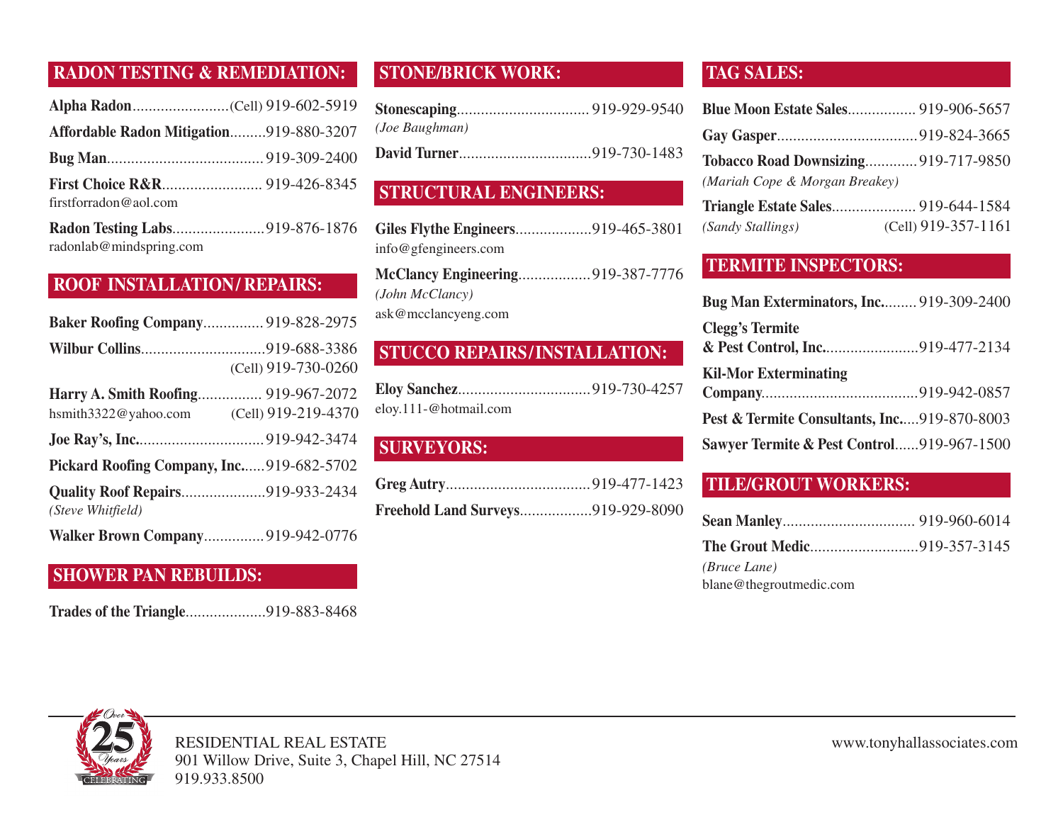## RADON TESTING & REMEDIATION:

**Alpha Radon**........................(Cell) 919-602-5919

**Affordable Radon Mitigation**.........919-880-3207

**Bug Man**.......................................919-309-2400

**First Choice R&R**......................... 919-426-8345
firstforradon@aol.com

**Radon Testing Labs**.......................919-876-1876
radonlab@mindspring.com

## ROOF INSTALLATION/REPAIRS:

**Baker Roofing Company**............... 919-828-2975

**Wilbur Collins**...............................919-688-3386
(Cell) 919-730-0260

**Harry A. Smith Roofing**................ 919-967-2072
hsmith3322@yahoo.com (Cell) 919-219-4370

**Joe Ray's, Inc.**...............................919-942-3474

**Pickard Roofing Company, Inc.**.....919-682-5702

**Quality Roof Repairs**.....................919-933-2434
*(Steve Whitfield)*

**Walker Brown Company**...............919-942-0776

## SHOWER PAN REBUILDS:

**Trades of the Triangle**....................919-883-8468

## STONE/BRICK WORK:

**Stonescaping**................................. 919-929-9540
*(Joe Baughman)*

**David Turner**.................................919-730-1483

## STRUCTURAL ENGINEERS:

**Giles Flythe Engineers**...................919-465-3801
info@gfengineers.com

**McClancy Engineering**..................919-387-7776
*(John McClancy)*
ask@mcclancyeng.com

## STUCCO REPAIRS/INSTALLATION:

**Eloy Sanchez**.................................919-730-4257
eloy.111-@hotmail.com

## SURVEYORS:

**Greg Autry**....................................919-477-1423

**Freehold Land Surveys**..................919-929-8090

## TAG SALES:

**Blue Moon Estate Sales**................. 919-906-5657

**Gay Gasper**...................................919-824-3665

**Tobacco Road Downsizing**.............919-717-9850
*(Mariah Cope & Morgan Breakey)*

**Triangle Estate Sales**..................... 919-644-1584
*(Sandy Stallings)* (Cell) 919-357-1161

## TERMITE INSPECTORS:

**Bug Man Exterminators, Inc.**......... 919-309-2400

**Clegg's Termite & Pest Control, Inc.**.......................919-477-2134

**Kil-Mor Exterminating Company**.......................................919-942-0857

**Pest & Termite Consultants, Inc.**.....919-870-8003

**Sawyer Termite & Pest Control**......919-967-1500

## TILE/GROUT WORKERS:

**Sean Manley**................................. 919-960-6014

**The Grout Medic**...........................919-357-3145
*(Bruce Lane)*
blane@thegroutmedic.com

Over 25 Years CELEBRATING

RESIDENTIAL REAL ESTATE
901 Willow Drive, Suite 3, Chapel Hill, NC 27514
919.933.8500

www.tonyhallassociates.com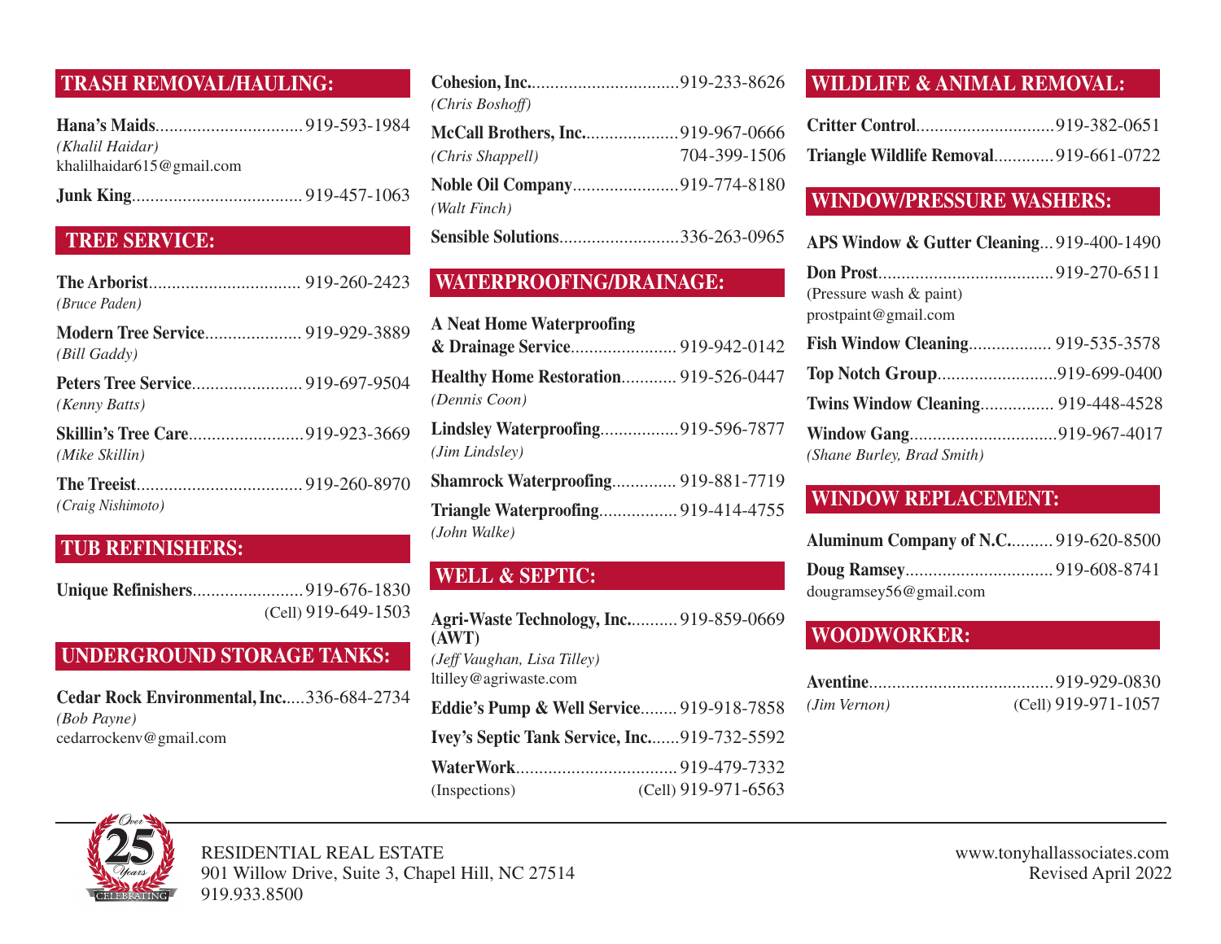## TRASH REMOVAL/HAULING:

**Hana's Maids**................................ 919-593-1984
*(Khalil Haidar)*
khalilhaidar615@gmail.com

**Junk King**..................................... 919-457-1063

## TREE SERVICE:

**The Arborist**................................. 919-260-2423
*(Bruce Paden)*

**Modern Tree Service**..................... 919-929-3889
*(Bill Gaddy)*

**Peters Tree Service**........................ 919-697-9504
*(Kenny Batts)*

**Skillin's Tree Care**......................... 919-923-3669
*(Mike Skillin)*

**The Treeist**.................................... 919-260-8970
*(Craig Nishimoto)*

## TUB REFINISHERS:

**Unique Refinishers**........................ 919-676-1830
(Cell) 919-649-1503

## UNDERGROUND STORAGE TANKS:

**Cedar Rock Environmental, Inc.**.....336-684-2734
*(Bob Payne)*
cedarrockenv@gmail.com

**Cohesion, Inc.**................................ 919-233-8626
*(Chris Boshoff)*

**McCall Brothers, Inc.**.................... 919-967-0666
*(Chris Shappell)* 704-399-1506

**Noble Oil Company**....................... 919-774-8180
*(Walt Finch)*

**Sensible Solutions**.......................... 336-263-0965

## WATERPROOFING/DRAINAGE:

**A Neat Home Waterproofing & Drainage Service**....................... 919-942-0142

**Healthy Home Restoration**............ 919-526-0447
*(Dennis Coon)*

**Lindsley Waterproofing**................. 919-596-7877
*(Jim Lindsley)*

**Shamrock Waterproofing**.............. 919-881-7719

**Triangle Waterproofing**................. 919-414-4755
*(John Walke)*

## WELL & SEPTIC:

**Agri-Waste Technology, Inc. (AWT)**........... 919-859-0669
*(Jeff Vaughan, Lisa Tilley)*
ltilley@agriwaste.com

**Eddie's Pump & Well Service**........ 919-918-7858

**Ivey's Septic Tank Service, Inc.**...... 919-732-5592

**WaterWork**................................... 919-479-7332
(Inspections) (Cell) 919-971-6563

## WILDLIFE & ANIMAL REMOVAL:

**Critter Control**.............................. 919-382-0651

**Triangle Wildlife Removal**............. 919-661-0722

## WINDOW/PRESSURE WASHERS:

**APS Window & Gutter Cleaning**... 919-400-1490

**Don Prost**...................................... 919-270-6511
(Pressure wash & paint)
prostpaint@gmail.com

**Fish Window Cleaning**.................. 919-535-3578

**Top Notch Group**.......................... 919-699-0400

**Twins Window Cleaning**................ 919-448-4528

**Window Gang**................................ 919-967-4017
*(Shane Burley, Brad Smith)*

## WINDOW REPLACEMENT:

**Aluminum Company of N.C.**.......... 919-620-8500

**Doug Ramsey**................................ 919-608-8741
dougramsey56@gmail.com

## WOODWORKER:

**Aventine**........................................ 919-929-0830
*(Jim Vernon)* (Cell) 919-971-1057

Over 25 Years CELEBRATING

RESIDENTIAL REAL ESTATE
901 Willow Drive, Suite 3, Chapel Hill, NC 27514
919.933.8500

www.tonyhallassociates.com
Revised April 2022